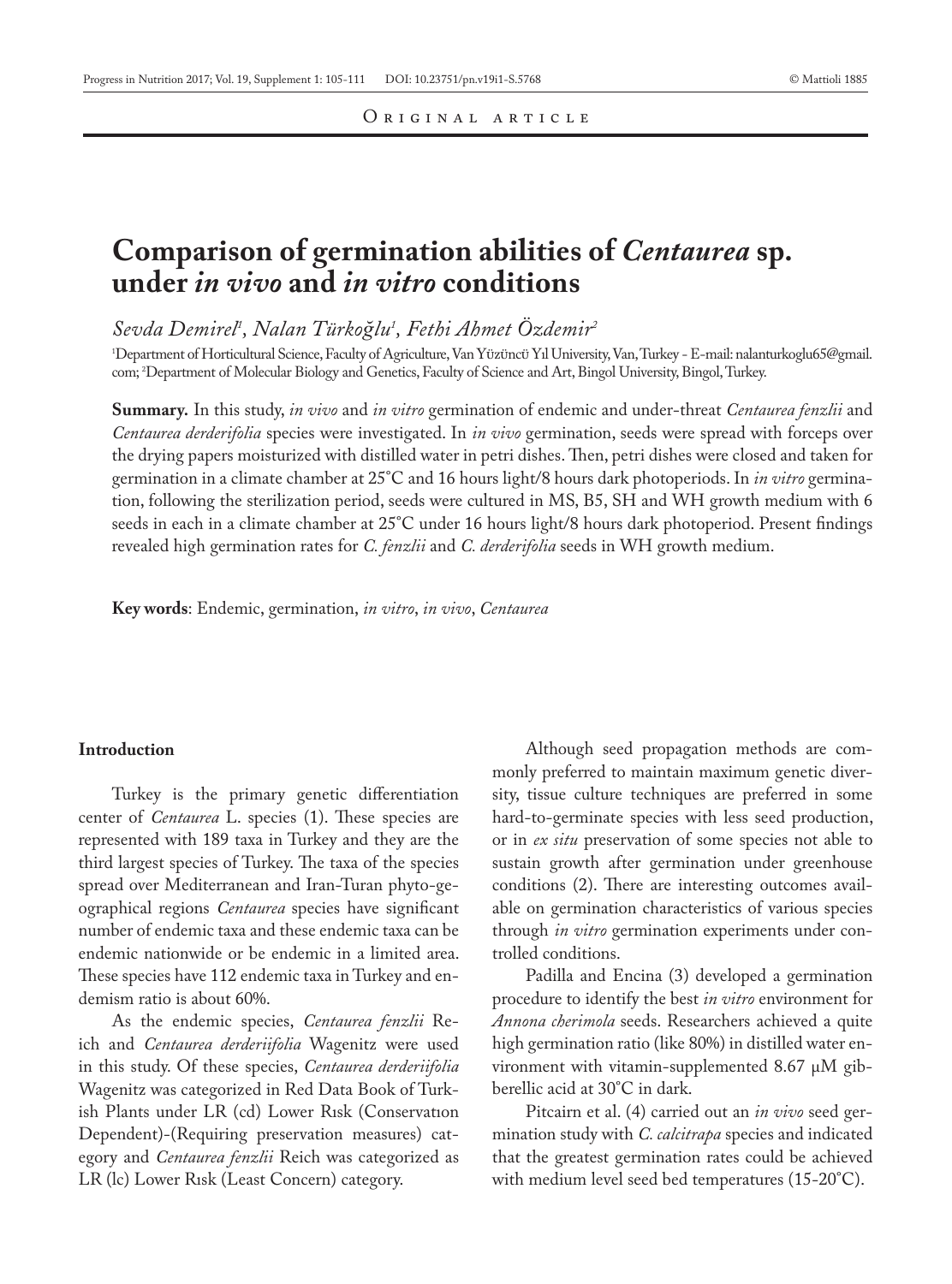Original article

# Comparison of germination abilities of *Centaurea* sp. under *in vivo* and *in vitro* conditions

*Sevda Demirel[1], Nalan Türkoğlu[1], Fethi Ahmet Özdemir[2]*

[1]Department of Horticultural Science, Faculty of Agriculture, Van Yüzüncü Yıl University, Van, Turkey - E-mail: nalanturkoglu65@gmail.com; [2]Department of Molecular Biology and Genetics, Faculty of Science and Art, Bingol University, Bingol, Turkey.

**Summary.** In this study, *in vivo* and *in vitro* germination of endemic and under-threat *Centaurea fenzlii* and *Centaurea derderifolia* species were investigated. In *in vivo* germination, seeds were spread with forceps over the drying papers moisturized with distilled water in petri dishes. Then, petri dishes were closed and taken for germination in a climate chamber at 25°C and 16 hours light/8 hours dark photoperiods. In *in vitro* germination, following the sterilization period, seeds were cultured in MS, B5, SH and WH growth medium with 6 seeds in each in a climate chamber at 25°C under 16 hours light/8 hours dark photoperiod. Present findings revealed high germination rates for *C. fenzlii* and *C. derderifolia* seeds in WH growth medium.

**Key words**: Endemic, germination, *in vitro*, *in vivo*, *Centaurea*

## Introduction

Turkey is the primary genetic differentiation center of *Centaurea* L. species (1). These species are represented with 189 taxa in Turkey and they are the third largest species of Turkey. The taxa of the species spread over Mediterranean and Iran-Turan phyto-geographical regions *Centaurea* species have significant number of endemic taxa and these endemic taxa can be endemic nationwide or be endemic in a limited area. These species have 112 endemic taxa in Turkey and endemism ratio is about 60%.

As the endemic species, *Centaurea fenzlii* Reich and *Centaurea derderiifolia* Wagenitz were used in this study. Of these species, *Centaurea derderiifolia* Wagenitz was categorized in Red Data Book of Turkish Plants under LR (cd) Lower Rısk (Conservatıon Dependent)-(Requiring preservation measures) category and *Centaurea fenzlii* Reich was categorized as LR (lc) Lower Rısk (Least Concern) category.

Although seed propagation methods are commonly preferred to maintain maximum genetic diversity, tissue culture techniques are preferred in some hard-to-germinate species with less seed production, or in *ex situ* preservation of some species not able to sustain growth after germination under greenhouse conditions (2). There are interesting outcomes available on germination characteristics of various species through *in vitro* germination experiments under controlled conditions.

Padilla and Encina (3) developed a germination procedure to identify the best *in vitro* environment for *Annona cherimola* seeds. Researchers achieved a quite high germination ratio (like 80%) in distilled water environment with vitamin-supplemented 8.67 µM gibberellic acid at 30°C in dark.

Pitcairn et al. (4) carried out an *in vivo* seed germination study with *C. calcitrapa* species and indicated that the greatest germination rates could be achieved with medium level seed bed temperatures (15-20°C).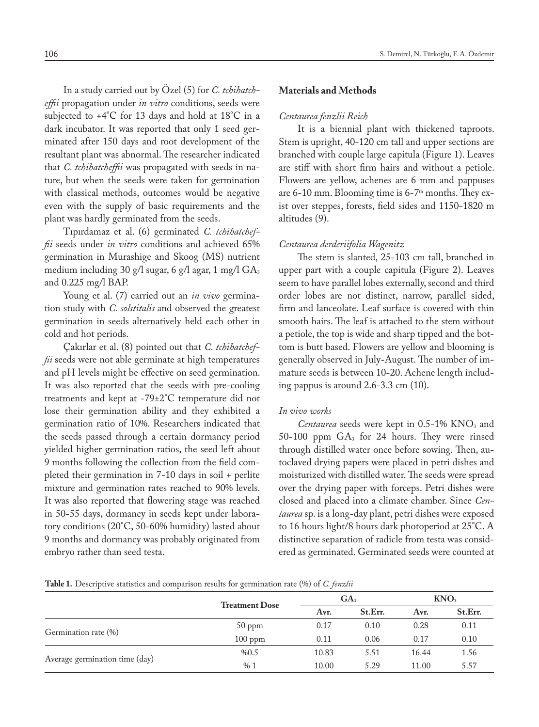In a study carried out by Özel (5) for *C. tchihatcheffii* propagation under *in vitro* conditions, seeds were subjected to +4°C for 13 days and hold at 18°C in a dark incubator. It was reported that only 1 seed germinated after 150 days and root development of the resultant plant was abnormal. The researcher indicated that *C. tchihatcheffii* was propagated with seeds in nature, but when the seeds were taken for germination with classical methods, outcomes would be negative even with the supply of basic requirements and the plant was hardly germinated from the seeds.

Tıpırdamaz et al. (6) germinated *C. tchihatcheffii* seeds under *in vitro* conditions and achieved 65% germination in Murashige and Skoog (MS) nutrient medium including 30 g/l sugar, 6 g/l agar, 1 mg/l $GA_3$ and 0.225 mg/l BAP.

Young et al. (7) carried out an *in vivo* germination study with *C. solstitalis* and observed the greatest germination in seeds alternatively held each other in cold and hot periods.

Çakırlar et al. (8) pointed out that *C. tchihatcheffii* seeds were not able germinate at high temperatures and pH levels might be effective on seed germination. It was also reported that the seeds with pre-cooling treatments and kept at -79±2°C temperature did not lose their germination ability and they exhibited a germination ratio of 10%. Researchers indicated that the seeds passed through a certain dormancy period yielded higher germination ratios, the seed left about 9 months following the collection from the field completed their germination in 7-10 days in soil + perlite mixture and germination rates reached to 90% levels. It was also reported that flowering stage was reached in 50-55 days, dormancy in seeds kept under laboratory conditions (20°C, 50-60% humidity) lasted about 9 months and dormancy was probably originated from embryo rather than seed testa.

## Materials and Methods

### *Centaurea fenzlii Reich*

It is a biennial plant with thickened taproots. Stem is upright, 40-120 cm tall and upper sections are branched with couple large capitula (Figure 1). Leaves are stiff with short firm hairs and without a petiole. Flowers are yellow, achenes are 6 mm and pappuses are 6-10 mm. Blooming time is 6-7th months. They exist over steppes, forests, field sides and 1150-1820 m altitudes (9).

### *Centaurea derderiifolia Wagenitz*

The stem is slanted, 25-103 cm tall, branched in upper part with a couple capitula (Figure 2). Leaves seem to have parallel lobes externally, second and third order lobes are not distinct, narrow, parallel sided, firm and lanceolate. Leaf surface is covered with thin smooth hairs. The leaf is attached to the stem without a petiole, the top is wide and sharp tipped and the bottom is butt based. Flowers are yellow and blooming is generally observed in July-August. The number of immature seeds is between 10-20. Achene length including pappus is around 2.6-3.3 cm (10).

### *In vivo works*

*Centaurea* seeds were kept in 0.5-1% $KNO_3$ and 50-100 ppm $GA_3$ for 24 hours. They were rinsed through distilled water once before sowing. Then, autoclaved drying papers were placed in petri dishes and moisturized with distilled water. The seeds were spread over the drying paper with forceps. Petri dishes were closed and placed into a climate chamber. Since *Centaurea* sp. is a long-day plant, petri dishes were exposed to 16 hours light/8 hours dark photoperiod at 25°C. A distinctive separation of radicle from testa was considered as germinated. Germinated seeds were counted at

**Table 1.** Descriptive statistics and comparison results for germination rate (%) of *C. fenzlii*

| | Treatment Dose | $GA_3$ | | $KNO_3$ | |
|---|---|---|---|---|---|
| | | Avr. | St.Err. | Avr. | St.Err. |
| Germination rate (%) | 50 ppm | 0.17 | 0.10 | 0.28 | 0.11 |
| | 100 ppm | 0.11 | 0.06 | 0.17 | 0.10 |
| Average germination time (day) | %0.5 | 10.83 | 5.51 | 16.44 | 1.56 |
| | % 1 | 10.00 | 5.29 | 11.00 | 5.57 |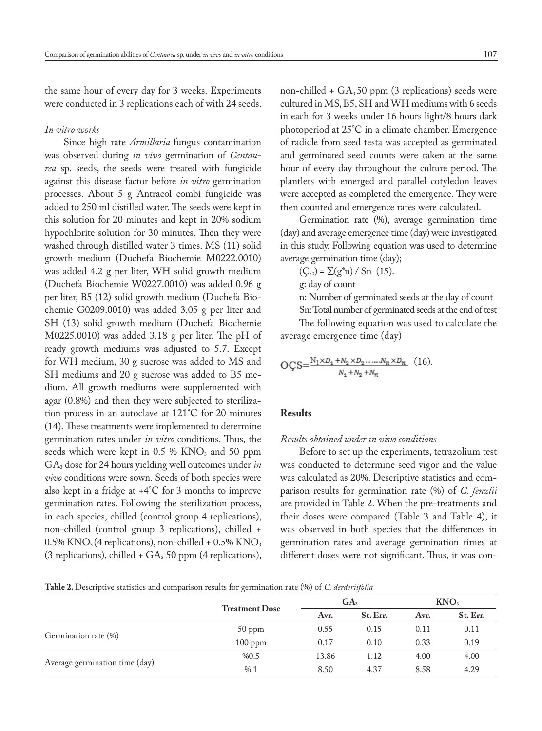the same hour of every day for 3 weeks. Experiments were conducted in 3 replications each of with 24 seeds.

*In vitro works*

Since high rate *Armillaria* fungus contamination was observed during *in vivo* germination of *Centaurea* sp. seeds, the seeds were treated with fungicide against this disease factor before *in vitro* germination processes. About 5 g Antracol combi fungicide was added to 250 ml distilled water. The seeds were kept in this solution for 20 minutes and kept in 20% sodium hypochlorite solution for 30 minutes. Then they were washed through distilled water 3 times. MS (11) solid growth medium (Duchefa Biochemie M0222.0010) was added 4.2 g per liter, WH solid growth medium (Duchefa Biochemie W0227.0010) was added 0.96 g per liter, B5 (12) solid growth medium (Duchefa Biochemie G0209.0010) was added 3.05 g per liter and SH (13) solid growth medium (Duchefa Biochemie M0225.0010) was added 3.18 g per liter. The pH of ready growth mediums was adjusted to 5.7. Except for WH medium, 30 g sucrose was added to MS and SH mediums and 20 g sucrose was added to B5 medium. All growth mediums were supplemented with agar (0.8%) and then they were subjected to sterilization process in an autoclave at 121°C for 20 minutes (14). These treatments were implemented to determine germination rates under *in vitro* conditions. Thus, the seeds which were kept in 0.5 % $KNO_3$ and 50 ppm $GA_3$ dose for 24 hours yielding well outcomes under *in vivo* conditions were sown. Seeds of both species were also kept in a fridge at +4°C for 3 months to improve germination rates. Following the sterilization process, in each species, chilled (control group 4 replications), non-chilled (control group 3 replications), chilled + 0.5% $KNO_3$ (4 replications), non-chilled + 0.5% $KNO_3$ (3 replications), chilled + $GA_3$ 50 ppm (4 replications), non-chilled + $GA_3$ 50 ppm (3 replications) seeds were cultured in MS, B5, SH and WH mediums with 6 seeds in each for 3 weeks under 16 hours light/8 hours dark photoperiod at 25°C in a climate chamber. Emergence of radicle from seed testa was accepted as germinated and germinated seed counts were taken at the same hour of every day throughout the culture period. The plantlets with emerged and parallel cotyledon leaves were accepted as completed the emergence. They were then counted and emergence rates were calculated.

Germination rate (%), average germination time (day) and average emergence time (day) were investigated in this study. Following equation was used to determine average germination time (day);

$(Ç_{50}) = \sum(g^*n) / Sn$ (15).

g: day of count

n: Number of germinated seeds at the day of count

Sn: Total number of germinated seeds at the end of test

The following equation was used to calculate the average emergence time (day)

$$OÇS = \frac{N_1 \times D_1 + N_2 \times D_2 \ldots\ldots N_n \times D_n}{N_1 + N_2 + N_n} \quad (16).$$

## Results

*Results obtained under ın vivo conditions*

Before to set up the experiments, tetrazolium test was conducted to determine seed vigor and the value was calculated as 20%. Descriptive statistics and comparison results for germination rate (%) of *C. fenzlii* are provided in Table 2. When the pre-treatments and their doses were compared (Table 3 and Table 4), it was observed in both species that the differences in germination rates and average germination times at different doses were not significant. Thus, it was con-

**Table 2.** Descriptive statistics and comparison results for germination rate (%) of *C. derderiifolia*

| | Treatment Dose | $GA_3$ | | $KNO_3$ | |
|---|---|---|---|---|---|
| | | Avr. | St. Err. | Avr. | St. Err. |
| Germination rate (%) | 50 ppm | 0.55 | 0.15 | 0.11 | 0.11 |
| | 100 ppm | 0.17 | 0.10 | 0.33 | 0.19 |
| Average germination time (day) | %0.5 | 13.86 | 1.12 | 4.00 | 4.00 |
| | % 1 | 8.50 | 4.37 | 8.58 | 4.29 |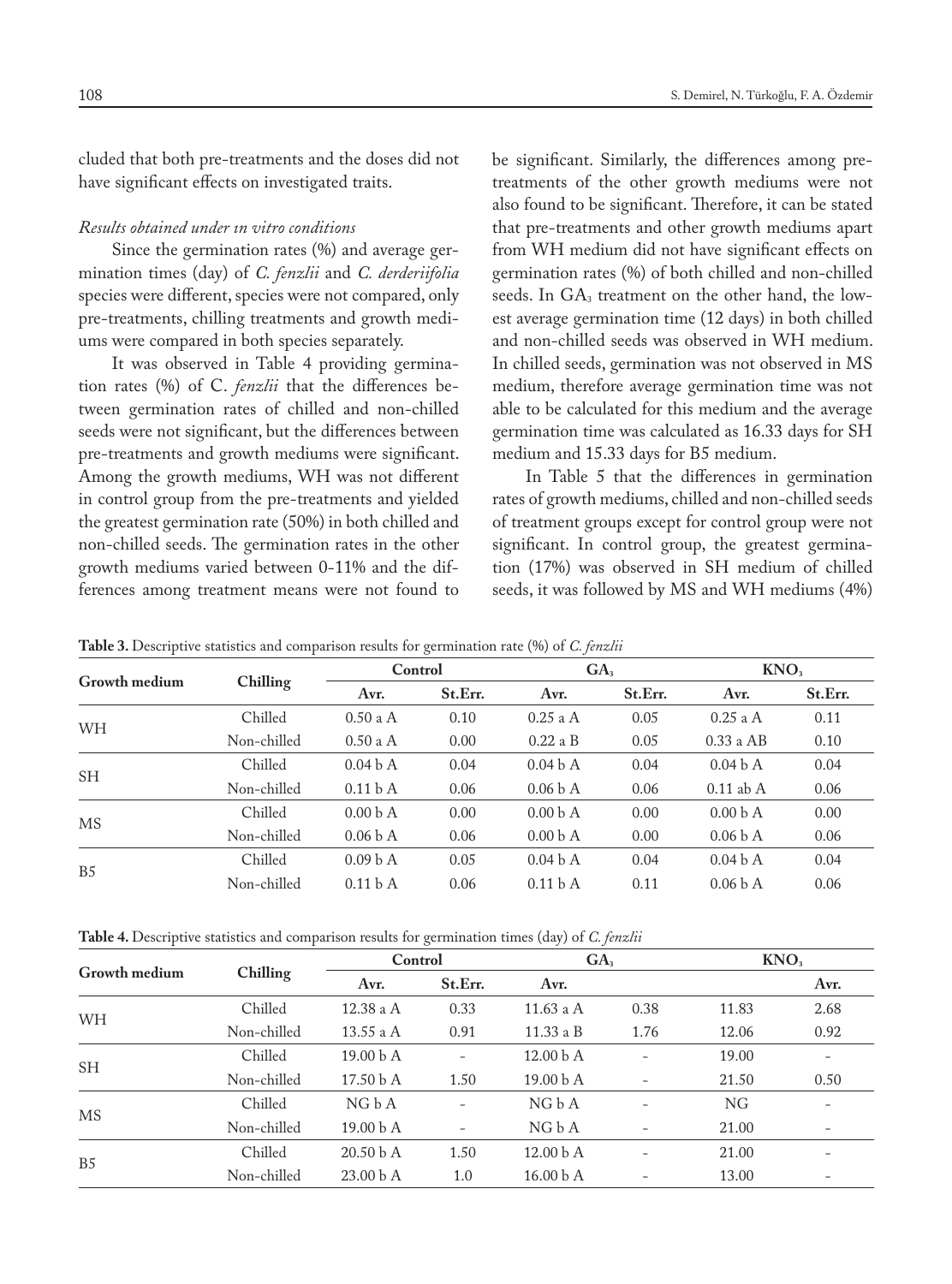cluded that both pre-treatments and the doses did not have significant effects on investigated traits.

*Results obtained under ın vitro conditions*

Since the germination rates (%) and average germination times (day) of *C. fenzlii* and *C. derderiifolia* species were different, species were not compared, only pre-treatments, chilling treatments and growth mediums were compared in both species separately.

It was observed in Table 4 providing germination rates (%) of C. *fenzlii* that the differences between germination rates of chilled and non-chilled seeds were not significant, but the differences between pre-treatments and growth mediums were significant. Among the growth mediums, WH was not different in control group from the pre-treatments and yielded the greatest germination rate (50%) in both chilled and non-chilled seeds. The germination rates in the other growth mediums varied between 0-11% and the differences among treatment means were not found to be significant. Similarly, the differences among pre-treatments of the other growth mediums were not also found to be significant. Therefore, it can be stated that pre-treatments and other growth mediums apart from WH medium did not have significant effects on germination rates (%) of both chilled and non-chilled seeds. In $GA_3$ treatment on the other hand, the lowest average germination time (12 days) in both chilled and non-chilled seeds was observed in WH medium. In chilled seeds, germination was not observed in MS medium, therefore average germination time was not able to be calculated for this medium and the average germination time was calculated as 16.33 days for SH medium and 15.33 days for B5 medium.

In Table 5 that the differences in germination rates of growth mediums, chilled and non-chilled seeds of treatment groups except for control group were not significant. In control group, the greatest germination (17%) was observed in SH medium of chilled seeds, it was followed by MS and WH mediums (4%)

**Table 3.** Descriptive statistics and comparison results for germination rate (%) of *C. fenzlii*

| Growth medium | Chilling | Control | | $GA_3$ | | $KNO_3$ | |
|---|---|---|---|---|---|---|---|
| | | Avr. | St.Err. | Avr. | St.Err. | Avr. | St.Err. |
| WH | Chilled | 0.50 a A | 0.10 | 0.25 a A | 0.05 | 0.25 a A | 0.11 |
| | Non-chilled | 0.50 a A | 0.00 | 0.22 a B | 0.05 | 0.33 a AB | 0.10 |
| SH | Chilled | 0.04 b A | 0.04 | 0.04 b A | 0.04 | 0.04 b A | 0.04 |
| | Non-chilled | 0.11 b A | 0.06 | 0.06 b A | 0.06 | 0.11 ab A | 0.06 |
| MS | Chilled | 0.00 b A | 0.00 | 0.00 b A | 0.00 | 0.00 b A | 0.00 |
| | Non-chilled | 0.06 b A | 0.06 | 0.00 b A | 0.00 | 0.06 b A | 0.06 |
| B5 | Chilled | 0.09 b A | 0.05 | 0.04 b A | 0.04 | 0.04 b A | 0.04 |
| | Non-chilled | 0.11 b A | 0.06 | 0.11 b A | 0.11 | 0.06 b A | 0.06 |

**Table 4.** Descriptive statistics and comparison results for germination times (day) of *C. fenzlii*

| Growth medium | Chilling | Control | | $GA_3$ | | $KNO_3$ | |
|---|---|---|---|---|---|---|---|
| | | Avr. | St.Err. | Avr. | | | Avr. |
| WH | Chilled | 12.38 a A | 0.33 | 11.63 a A | 0.38 | 11.83 | 2.68 |
| | Non-chilled | 13.55 a A | 0.91 | 11.33 a B | 1.76 | 12.06 | 0.92 |
| SH | Chilled | 19.00 b A | - | 12.00 b A | - | 19.00 | - |
| | Non-chilled | 17.50 b A | 1.50 | 19.00 b A | - | 21.50 | 0.50 |
| MS | Chilled | NG b A | - | NG b A | - | NG | - |
| | Non-chilled | 19.00 b A | - | NG b A | - | 21.00 | - |
| B5 | Chilled | 20.50 b A | 1.50 | 12.00 b A | - | 21.00 | - |
| | Non-chilled | 23.00 b A | 1.0 | 16.00 b A | - | 13.00 | - |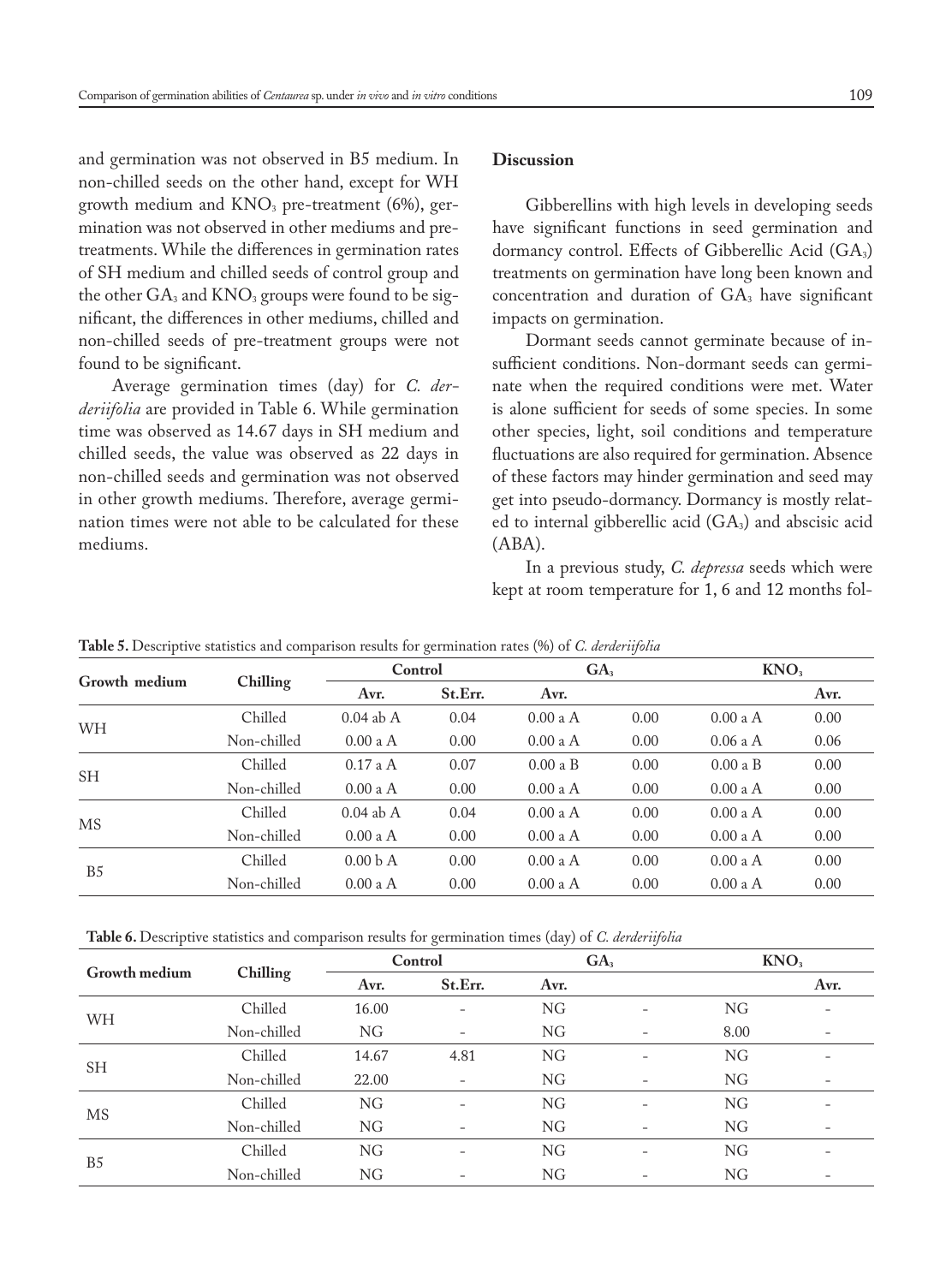and germination was not observed in B5 medium. In non-chilled seeds on the other hand, except for WH growth medium and $KNO_3$ pre-treatment (6%), germination was not observed in other mediums and pre-treatments. While the differences in germination rates of SH medium and chilled seeds of control group and the other $GA_3$ and $KNO_3$ groups were found to be significant, the differences in other mediums, chilled and non-chilled seeds of pre-treatment groups were not found to be significant.

Average germination times (day) for *C. derderiifolia* are provided in Table 6. While germination time was observed as 14.67 days in SH medium and chilled seeds, the value was observed as 22 days in non-chilled seeds and germination was not observed in other growth mediums. Therefore, average germination times were not able to be calculated for these mediums.

## Discussion

Gibberellins with high levels in developing seeds have significant functions in seed germination and dormancy control. Effects of Gibberellic Acid ($GA_3$) treatments on germination have long been known and concentration and duration of $GA_3$ have significant impacts on germination.

Dormant seeds cannot germinate because of insufficient conditions. Non-dormant seeds can germinate when the required conditions were met. Water is alone sufficient for seeds of some species. In some other species, light, soil conditions and temperature fluctuations are also required for germination. Absence of these factors may hinder germination and seed may get into pseudo-dormancy. Dormancy is mostly related to internal gibberellic acid ($GA_3$) and abscisic acid (ABA).

In a previous study, *C. depressa* seeds which were kept at room temperature for 1, 6 and 12 months fol-

**Table 5.** Descriptive statistics and comparison results for germination rates (%) of *C. derderiifolia*

| Growth medium | Chilling | Control | | $GA_3$ | | $KNO_3$ | |
|---|---|---|---|---|---|---|---|
| | | Avr. | St.Err. | Avr. | | | Avr. |
| WH | Chilled | 0.04 ab A | 0.04 | 0.00 a A | 0.00 | 0.00 a A | 0.00 |
| | Non-chilled | 0.00 a A | 0.00 | 0.00 a A | 0.00 | 0.06 a A | 0.06 |
| SH | Chilled | 0.17 a A | 0.07 | 0.00 a B | 0.00 | 0.00 a B | 0.00 |
| | Non-chilled | 0.00 a A | 0.00 | 0.00 a A | 0.00 | 0.00 a A | 0.00 |
| MS | Chilled | 0.04 ab A | 0.04 | 0.00 a A | 0.00 | 0.00 a A | 0.00 |
| | Non-chilled | 0.00 a A | 0.00 | 0.00 a A | 0.00 | 0.00 a A | 0.00 |
| B5 | Chilled | 0.00 b A | 0.00 | 0.00 a A | 0.00 | 0.00 a A | 0.00 |
| | Non-chilled | 0.00 a A | 0.00 | 0.00 a A | 0.00 | 0.00 a A | 0.00 |

**Table 6.** Descriptive statistics and comparison results for germination times (day) of *C. derderiifolia*

| Growth medium | Chilling | Control | | $GA_3$ | | $KNO_3$ | |
|---|---|---|---|---|---|---|---|
| | | Avr. | St.Err. | Avr. | | | Avr. |
| WH | Chilled | 16.00 | - | NG | - | NG | - |
| | Non-chilled | NG | - | NG | - | 8.00 | - |
| SH | Chilled | 14.67 | 4.81 | NG | - | NG | - |
| | Non-chilled | 22.00 | - | NG | - | NG | - |
| MS | Chilled | NG | - | NG | - | NG | - |
| | Non-chilled | NG | - | NG | - | NG | - |
| B5 | Chilled | NG | - | NG | - | NG | - |
| | Non-chilled | NG | - | NG | - | NG | - |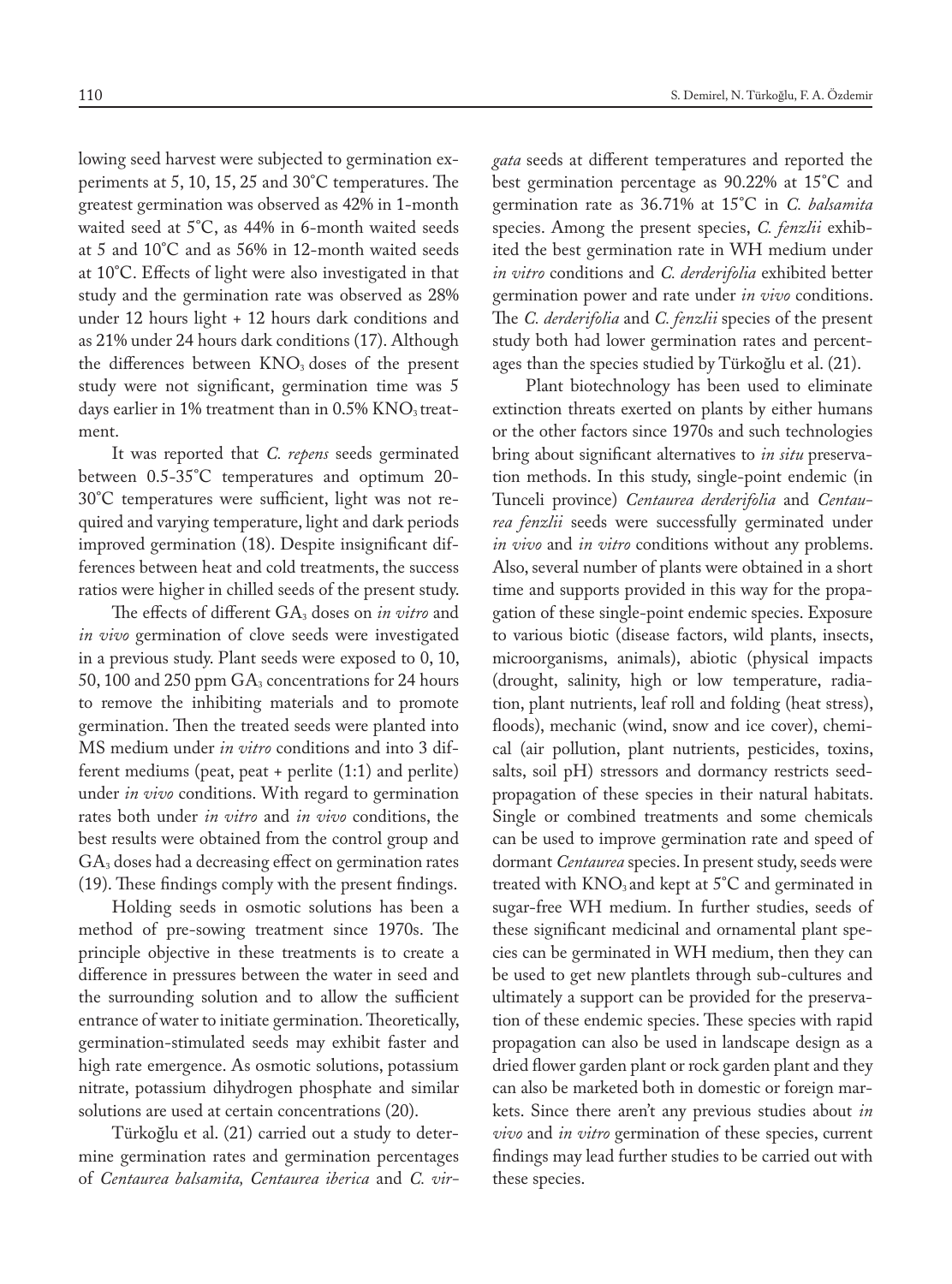lowing seed harvest were subjected to germination experiments at 5, 10, 15, 25 and 30˚C temperatures. The greatest germination was observed as 42% in 1-month waited seed at 5˚C, as 44% in 6-month waited seeds at 5 and 10˚C and as 56% in 12-month waited seeds at 10˚C. Effects of light were also investigated in that study and the germination rate was observed as 28% under 12 hours light + 12 hours dark conditions and as 21% under 24 hours dark conditions (17). Although the differences between $KNO_3$ doses of the present study were not significant, germination time was 5 days earlier in 1% treatment than in 0.5% $KNO_3$ treatment.

It was reported that *C. repens* seeds germinated between 0.5-35˚C temperatures and optimum 20-30˚C temperatures were sufficient, light was not required and varying temperature, light and dark periods improved germination (18). Despite insignificant differences between heat and cold treatments, the success ratios were higher in chilled seeds of the present study.

The effects of different $GA_3$ doses on *in vitro* and *in vivo* germination of clove seeds were investigated in a previous study. Plant seeds were exposed to 0, 10, 50, 100 and 250 ppm $GA_3$ concentrations for 24 hours to remove the inhibiting materials and to promote germination. Then the treated seeds were planted into MS medium under *in vitro* conditions and into 3 different mediums (peat, peat + perlite (1:1) and perlite) under *in vivo* conditions. With regard to germination rates both under *in vitro* and *in vivo* conditions, the best results were obtained from the control group and $GA_3$ doses had a decreasing effect on germination rates (19). These findings comply with the present findings.

Holding seeds in osmotic solutions has been a method of pre-sowing treatment since 1970s. The principle objective in these treatments is to create a difference in pressures between the water in seed and the surrounding solution and to allow the sufficient entrance of water to initiate germination. Theoretically, germination-stimulated seeds may exhibit faster and high rate emergence. As osmotic solutions, potassium nitrate, potassium dihydrogen phosphate and similar solutions are used at certain concentrations (20).

Türkoğlu et al. (21) carried out a study to determine germination rates and germination percentages of *Centaurea balsamita, Centaurea iberica* and *C. virgata* seeds at different temperatures and reported the best germination percentage as 90.22% at 15˚C and germination rate as 36.71% at 15˚C in *C. balsamita* species. Among the present species, *C. fenzlii* exhibited the best germination rate in WH medium under *in vitro* conditions and *C. derderifolia* exhibited better germination power and rate under *in vivo* conditions. The *C. derderifolia* and *C. fenzlii* species of the present study both had lower germination rates and percentages than the species studied by Türkoğlu et al. (21).

Plant biotechnology has been used to eliminate extinction threats exerted on plants by either humans or the other factors since 1970s and such technologies bring about significant alternatives to *in situ* preservation methods. In this study, single-point endemic (in Tunceli province) *Centaurea derderifolia* and *Centaurea fenzlii* seeds were successfully germinated under *in vivo* and *in vitro* conditions without any problems. Also, several number of plants were obtained in a short time and supports provided in this way for the propagation of these single-point endemic species. Exposure to various biotic (disease factors, wild plants, insects, microorganisms, animals), abiotic (physical impacts (drought, salinity, high or low temperature, radiation, plant nutrients, leaf roll and folding (heat stress), floods), mechanic (wind, snow and ice cover), chemical (air pollution, plant nutrients, pesticides, toxins, salts, soil pH) stressors and dormancy restricts seed-propagation of these species in their natural habitats. Single or combined treatments and some chemicals can be used to improve germination rate and speed of dormant *Centaurea* species. In present study, seeds were treated with $KNO_3$ and kept at 5˚C and germinated in sugar-free WH medium. In further studies, seeds of these significant medicinal and ornamental plant species can be germinated in WH medium, then they can be used to get new plantlets through sub-cultures and ultimately a support can be provided for the preservation of these endemic species. These species with rapid propagation can also be used in landscape design as a dried flower garden plant or rock garden plant and they can also be marketed both in domestic or foreign markets. Since there aren't any previous studies about *in vivo* and *in vitro* germination of these species, current findings may lead further studies to be carried out with these species.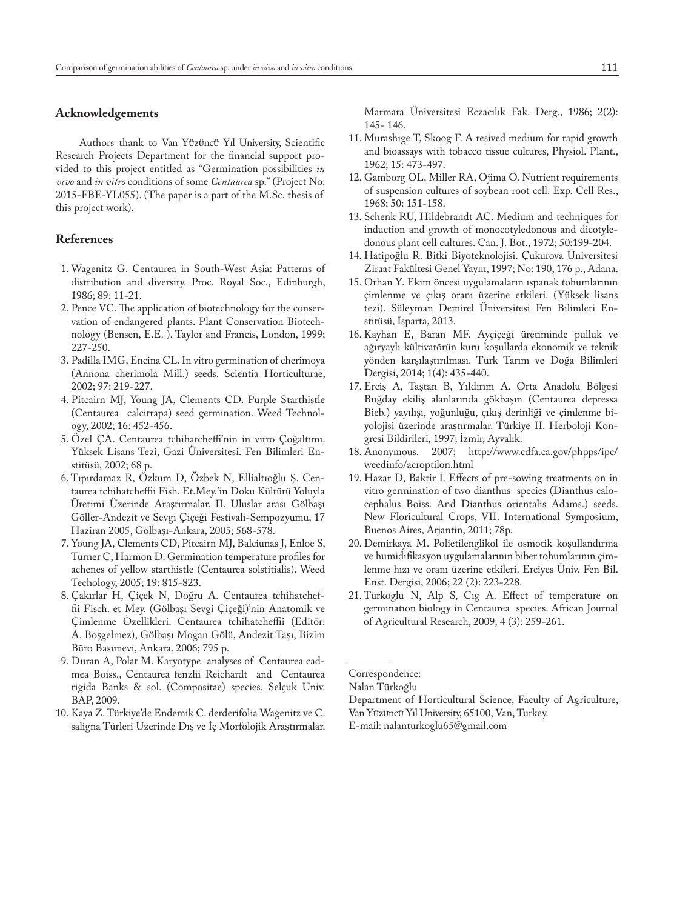## Acknowledgements

Authors thank to Van Yüzüncü Yıl University, Scientific Research Projects Department for the financial support provided to this project entitled as "Germination possibilities *in vivo* and *in vitro* conditions of some *Centaurea* sp." (Project No: 2015-FBE-YL055). (The paper is a part of the M.Sc. thesis of this project work).

## References

1. Wagenitz G. Centaurea in South-West Asia: Patterns of distribution and diversity. Proc. Royal Soc., Edinburgh, 1986; 89: 11-21.
2. Pence VC. The application of biotechnology for the conservation of endangered plants. Plant Conservation Biotechnology (Bensen, E.E. ). Taylor and Francis, London, 1999; 227-250.
3. Padilla IMG, Encina CL. In vitro germination of cherimoya (Annona cherimola Mill.) seeds. Scientia Horticulturae, 2002; 97: 219-227.
4. Pitcairn MJ, Young JA, Clements CD. Purple Starthistle (Centaurea calcitrapa) seed germination. Weed Technology, 2002; 16: 452-456.
5. Özel ÇA. Centaurea tchihatcheffi'nin in vitro Çoğaltımı. Yüksek Lisans Tezi, Gazi Üniversitesi. Fen Bilimleri Enstitüsü, 2002; 68 p.
6. Tıpırdamaz R, Özkum D, Özbek N, Ellialtıoğlu Ş. Centaurea tchihatcheffii Fish. Et.Mey.'in Doku Kültürü Yoluyla Üretimi Üzerinde Araştırmalar. II. Uluslar arası Gölbaşı Göller-Andezit ve Sevgi Çiçeği Festivali-Sempozyumu, 17 Haziran 2005, Gölbaşı-Ankara, 2005; 568-578.
7. Young JA, Clements CD, Pitcairn MJ, Balciunas J, Enloe S, Turner C, Harmon D. Germination temperature profiles for achenes of yellow starthistle (Centaurea solstitialis). Weed Techology, 2005; 19: 815-823.
8. Çakırlar H, Çiçek N, Doğru A. Centaurea tchihatcheffii Fisch. et Mey. (Gölbaşı Sevgi Çiçeği)'nin Anatomik ve Çimlenme Özellikleri. Centaurea tchihatcheffii (Editör: A. Boşgelmez), Gölbaşı Mogan Gölü, Andezit Taşı, Bizim Büro Basımevi, Ankara. 2006; 795 p.
9. Duran A, Polat M. Karyotype analyses of Centaurea cadmea Boiss., Centaurea fenzlii Reichardt and Centaurea rigida Banks & sol. (Compositae) species. Selçuk Univ. BAP, 2009.
10. Kaya Z. Türkiye'de Endemik C. derderifolia Wagenitz ve C. saligna Türleri Üzerinde Dış ve İç Morfolojik Araştırmalar. Marmara Üniversitesi Eczacılık Fak. Derg., 1986; 2(2): 145- 146.
11. Murashige T, Skoog F. A resived medium for rapid growth and bioassays with tobacco tissue cultures, Physiol. Plant., 1962; 15: 473-497.
12. Gamborg OL, Miller RA, Ojima O. Nutrient requirements of suspension cultures of soybean root cell. Exp. Cell Res., 1968; 50: 151-158.
13. Schenk RU, Hildebrandt AC. Medium and techniques for induction and growth of monocotyledonous and dicotyledonous plant cell cultures. Can. J. Bot., 1972; 50:199-204.
14. Hatipoğlu R. Bitki Biyoteknolojisi. Çukurova Üniversitesi Ziraat Fakültesi Genel Yayın, 1997; No: 190, 176 p., Adana.
15. Orhan Y. Ekim öncesi uygulamaların ıspanak tohumlarının çimlenme ve çıkış oranı üzerine etkileri. (Yüksek lisans tezi). Süleyman Demirel Üniversitesi Fen Bilimleri Enstitüsü, Isparta, 2013.
16. Kayhan E, Baran MF. Ayçiçeği üretiminde pulluk ve ağıryaylı kültivatörün kuru koşullarda ekonomik ve teknik yönden karşılaştırılması. Türk Tarım ve Doğa Bilimleri Dergisi, 2014; 1(4): 435-440.
17. Erciş A, Taştan B, Yıldırım A. Orta Anadolu Bölgesi Buğday ekiliş alanlarında gökbaşın (Centaurea depressa Bieb.) yayılışı, yoğunluğu, çıkış derinliği ve çimlenme biyolojisi üzerinde araştırmalar. Türkiye II. Herboloji Kongresi Bildirileri, 1997; İzmir, Ayvalık.
18. Anonymous. 2007; http://www.cdfa.ca.gov/phpps/ipc/weedinfo/acroptilon.html
19. Hazar D, Baktir İ. Effects of pre-sowing treatments on in vitro germination of two dianthus species (Dianthus calocephalus Boiss. And Dianthus orientalis Adams.) seeds. New Floricultural Crops, VII. International Symposium, Buenos Aires, Arjantin, 2011; 78p.
20. Demirkaya M. Polietilenglikol ile osmotik koşullandırma ve humidifikasyon uygulamalarının biber tohumlarının çimlenme hızı ve oranı üzerine etkileri. Erciyes Üniv. Fen Bil. Enst. Dergisi, 2006; 22 (2): 223-228.
21. Türkoglu N, Alp S, Cıg A. Effect of temperature on germınatıon biology in Centaurea species. African Journal of Agricultural Research, 2009; 4 (3): 259-261.

Correspondence:
Nalan Türkoğlu
Department of Horticultural Science, Faculty of Agriculture, Van Yüzüncü Yıl University, 65100, Van, Turkey.
E-mail: nalanturkoglu65@gmail.com